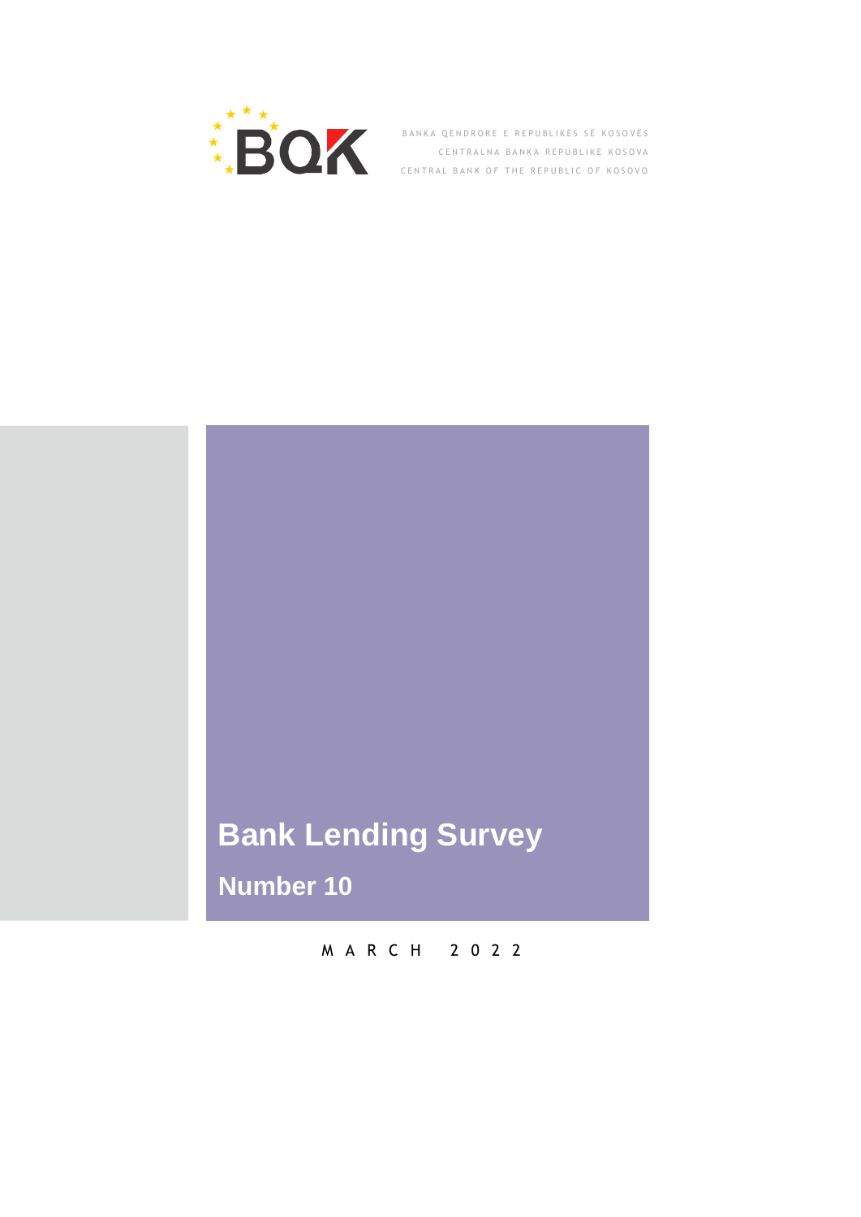BQK

BANKA QENDRORE E REPUBLIKËS SË KOSOVËS
CENTRALNA BANKA REPUBLIKE KOSOVA
CENTRAL BANK OF THE REPUBLIC OF KOSOVO

# Bank Lending Survey

## Number 10

MARCH 2022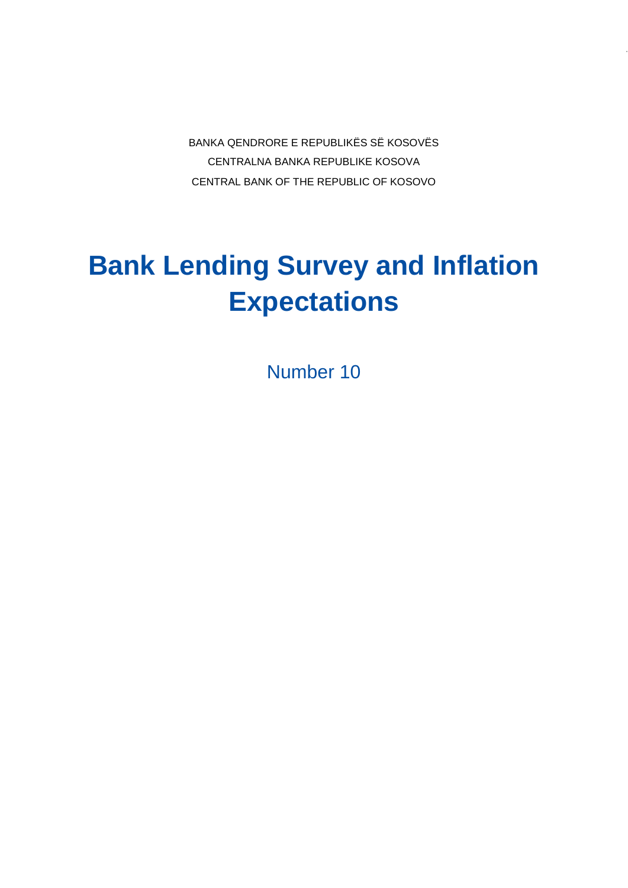BANKA QENDRORE E REPUBLIKËS SË KOSOVËS

CENTRALNA BANKA REPUBLIKE KOSOVA

CENTRAL BANK OF THE REPUBLIC OF KOSOVO

# Bank Lending Survey and Inflation Expectations

Number 10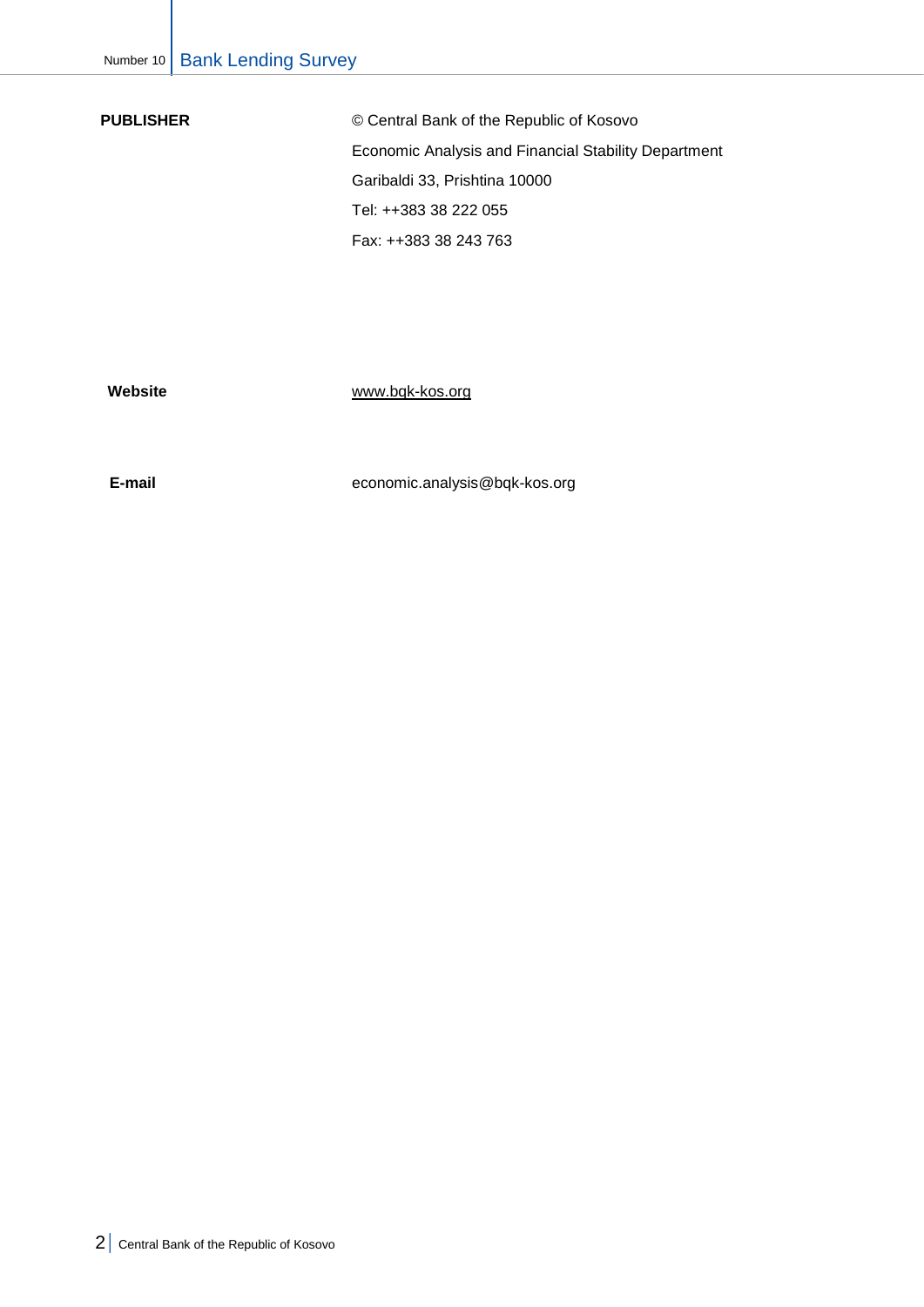**PUBLISHER**

© Central Bank of the Republic of Kosovo

Economic Analysis and Financial Stability Department

Garibaldi 33, Prishtina 10000

Tel: ++383 38 222 055

Fax: ++383 38 243 763

**Website** www.bqk-kos.org

**E-mail** economic.analysis@bqk-kos.org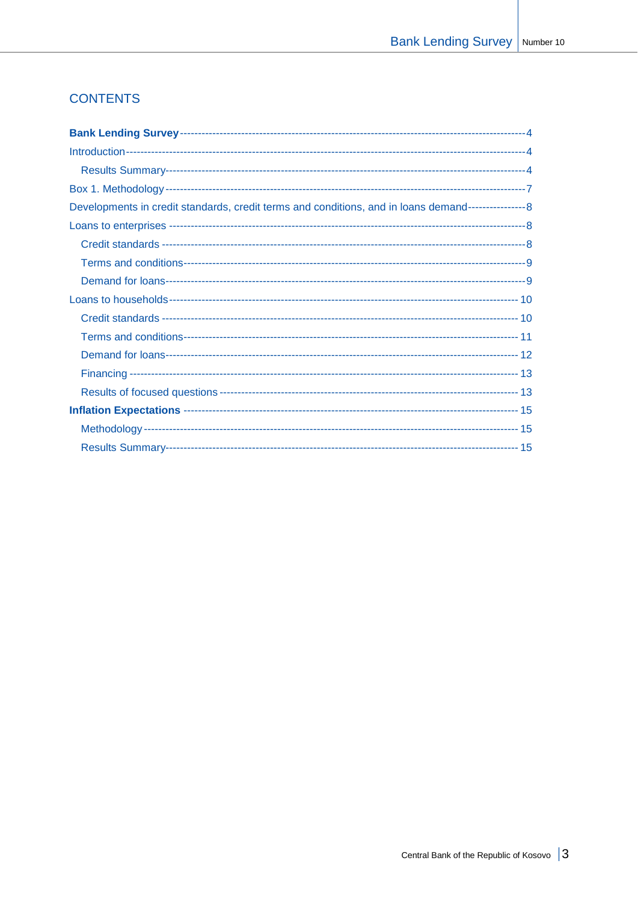## CONTENTS

**Bank Lending Survey** ---------------------------------------------------------------------------------------------- 4

Introduction ------------------------------------------------------------------------------------------------------------ 4

  Results Summary ------------------------------------------------------------------------------------------------ 4

Box 1. Methodology ------------------------------------------------------------------------------------------------- 7

Developments in credit standards, credit terms and conditions, and in loans demand ---------------- 8

Loans to enterprises ------------------------------------------------------------------------------------------------- 8

  Credit standards ------------------------------------------------------------------------------------------------- 8

  Terms and conditions ------------------------------------------------------------------------------------------- 9

  Demand for loans ------------------------------------------------------------------------------------------------ 9

Loans to households ----------------------------------------------------------------------------------------------- 10

  Credit standards ------------------------------------------------------------------------------------------------ 10

  Terms and conditions ------------------------------------------------------------------------------------------ 11

  Demand for loans ----------------------------------------------------------------------------------------------- 12

  Financing --------------------------------------------------------------------------------------------------------- 13

  Results of focused questions --------------------------------------------------------------------------------- 13

**Inflation Expectations** -------------------------------------------------------------------------------------- 15

  Methodology ----------------------------------------------------------------------------------------------------- 15

  Results Summary ----------------------------------------------------------------------------------------------- 15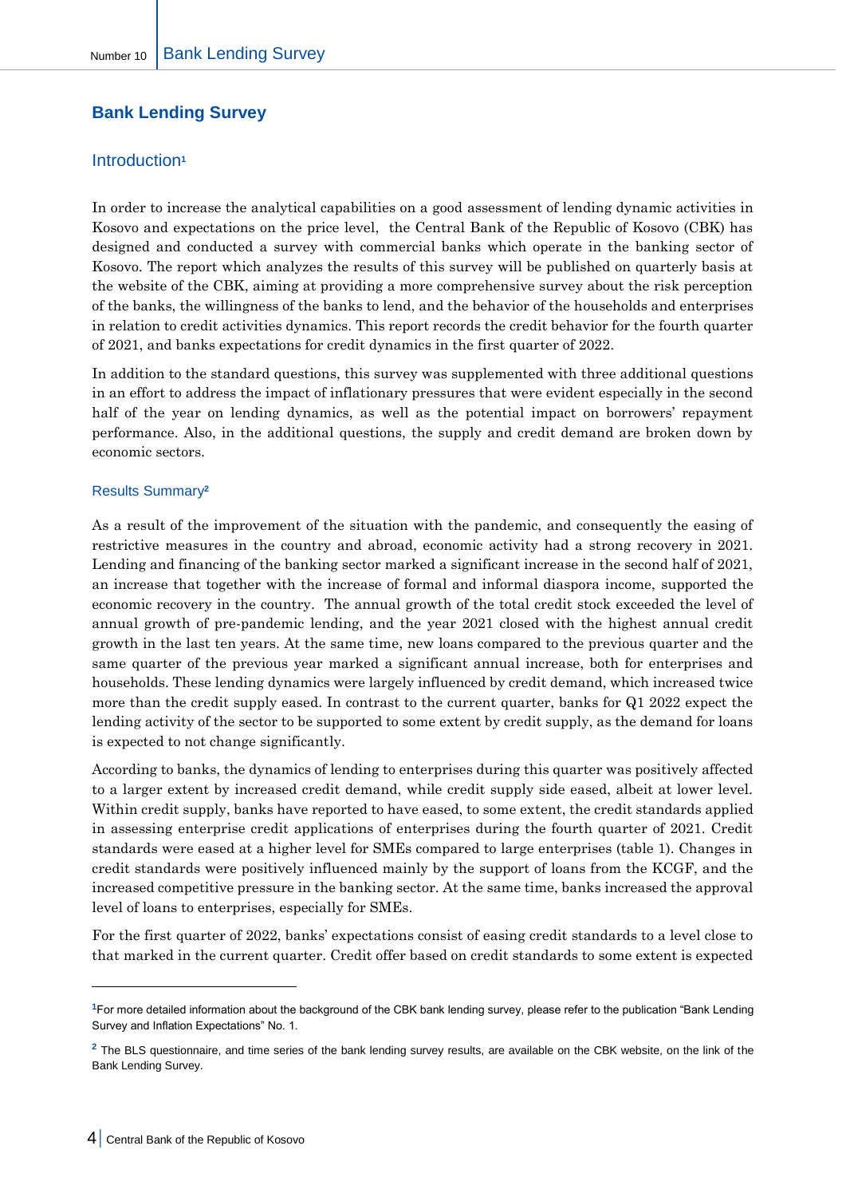# Bank Lending Survey

## Introduction[1]

In order to increase the analytical capabilities on a good assessment of lending dynamic activities in Kosovo and expectations on the price level, the Central Bank of the Republic of Kosovo (CBK) has designed and conducted a survey with commercial banks which operate in the banking sector of Kosovo. The report which analyzes the results of this survey will be published on quarterly basis at the website of the CBK, aiming at providing a more comprehensive survey about the risk perception of the banks, the willingness of the banks to lend, and the behavior of the households and enterprises in relation to credit activities dynamics. This report records the credit behavior for the fourth quarter of 2021, and banks expectations for credit dynamics in the first quarter of 2022.

In addition to the standard questions, this survey was supplemented with three additional questions in an effort to address the impact of inflationary pressures that were evident especially in the second half of the year on lending dynamics, as well as the potential impact on borrowers' repayment performance. Also, in the additional questions, the supply and credit demand are broken down by economic sectors.

### Results Summary[2]

As a result of the improvement of the situation with the pandemic, and consequently the easing of restrictive measures in the country and abroad, economic activity had a strong recovery in 2021. Lending and financing of the banking sector marked a significant increase in the second half of 2021, an increase that together with the increase of formal and informal diaspora income, supported the economic recovery in the country. The annual growth of the total credit stock exceeded the level of annual growth of pre-pandemic lending, and the year 2021 closed with the highest annual credit growth in the last ten years. At the same time, new loans compared to the previous quarter and the same quarter of the previous year marked a significant annual increase, both for enterprises and households. These lending dynamics were largely influenced by credit demand, which increased twice more than the credit supply eased. In contrast to the current quarter, banks for Q1 2022 expect the lending activity of the sector to be supported to some extent by credit supply, as the demand for loans is expected to not change significantly.

According to banks, the dynamics of lending to enterprises during this quarter was positively affected to a larger extent by increased credit demand, while credit supply side eased, albeit at lower level. Within credit supply, banks have reported to have eased, to some extent, the credit standards applied in assessing enterprise credit applications of enterprises during the fourth quarter of 2021. Credit standards were eased at a higher level for SMEs compared to large enterprises (table 1). Changes in credit standards were positively influenced mainly by the support of loans from the KCGF, and the increased competitive pressure in the banking sector. At the same time, banks increased the approval level of loans to enterprises, especially for SMEs.

For the first quarter of 2022, banks' expectations consist of easing credit standards to a level close to that marked in the current quarter. Credit offer based on credit standards to some extent is expected

---

[1] For more detailed information about the background of the CBK bank lending survey, please refer to the publication "Bank Lending Survey and Inflation Expectations" No. 1.

[2] The BLS questionnaire, and time series of the bank lending survey results, are available on the CBK website, on the link of the Bank Lending Survey.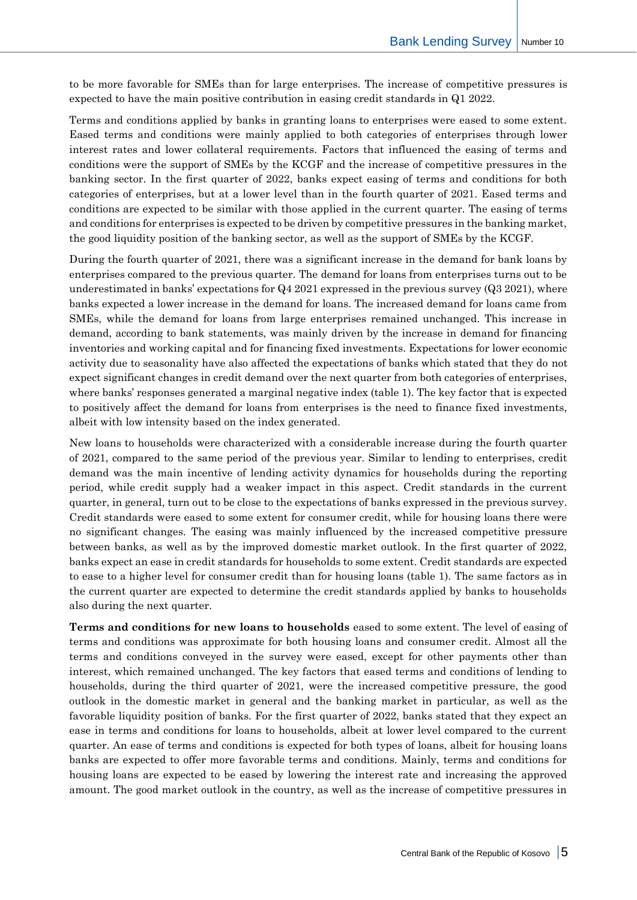to be more favorable for SMEs than for large enterprises. The increase of competitive pressures is expected to have the main positive contribution in easing credit standards in Q1 2022.

Terms and conditions applied by banks in granting loans to enterprises were eased to some extent. Eased terms and conditions were mainly applied to both categories of enterprises through lower interest rates and lower collateral requirements. Factors that influenced the easing of terms and conditions were the support of SMEs by the KCGF and the increase of competitive pressures in the banking sector. In the first quarter of 2022, banks expect easing of terms and conditions for both categories of enterprises, but at a lower level than in the fourth quarter of 2021. Eased terms and conditions are expected to be similar with those applied in the current quarter. The easing of terms and conditions for enterprises is expected to be driven by competitive pressures in the banking market, the good liquidity position of the banking sector, as well as the support of SMEs by the KCGF.

During the fourth quarter of 2021, there was a significant increase in the demand for bank loans by enterprises compared to the previous quarter. The demand for loans from enterprises turns out to be underestimated in banks' expectations for Q4 2021 expressed in the previous survey (Q3 2021), where banks expected a lower increase in the demand for loans. The increased demand for loans came from SMEs, while the demand for loans from large enterprises remained unchanged. This increase in demand, according to bank statements, was mainly driven by the increase in demand for financing inventories and working capital and for financing fixed investments. Expectations for lower economic activity due to seasonality have also affected the expectations of banks which stated that they do not expect significant changes in credit demand over the next quarter from both categories of enterprises, where banks' responses generated a marginal negative index (table 1). The key factor that is expected to positively affect the demand for loans from enterprises is the need to finance fixed investments, albeit with low intensity based on the index generated.

New loans to households were characterized with a considerable increase during the fourth quarter of 2021, compared to the same period of the previous year. Similar to lending to enterprises, credit demand was the main incentive of lending activity dynamics for households during the reporting period, while credit supply had a weaker impact in this aspect. Credit standards in the current quarter, in general, turn out to be close to the expectations of banks expressed in the previous survey. Credit standards were eased to some extent for consumer credit, while for housing loans there were no significant changes. The easing was mainly influenced by the increased competitive pressure between banks, as well as by the improved domestic market outlook. In the first quarter of 2022, banks expect an ease in credit standards for households to some extent. Credit standards are expected to ease to a higher level for consumer credit than for housing loans (table 1). The same factors as in the current quarter are expected to determine the credit standards applied by banks to households also during the next quarter.

**Terms and conditions for new loans to households** eased to some extent. The level of easing of terms and conditions was approximate for both housing loans and consumer credit. Almost all the terms and conditions conveyed in the survey were eased, except for other payments other than interest, which remained unchanged. The key factors that eased terms and conditions of lending to households, during the third quarter of 2021, were the increased competitive pressure, the good outlook in the domestic market in general and the banking market in particular, as well as the favorable liquidity position of banks. For the first quarter of 2022, banks stated that they expect an ease in terms and conditions for loans to households, albeit at lower level compared to the current quarter. An ease of terms and conditions is expected for both types of loans, albeit for housing loans banks are expected to offer more favorable terms and conditions. Mainly, terms and conditions for housing loans are expected to be eased by lowering the interest rate and increasing the approved amount. The good market outlook in the country, as well as the increase of competitive pressures in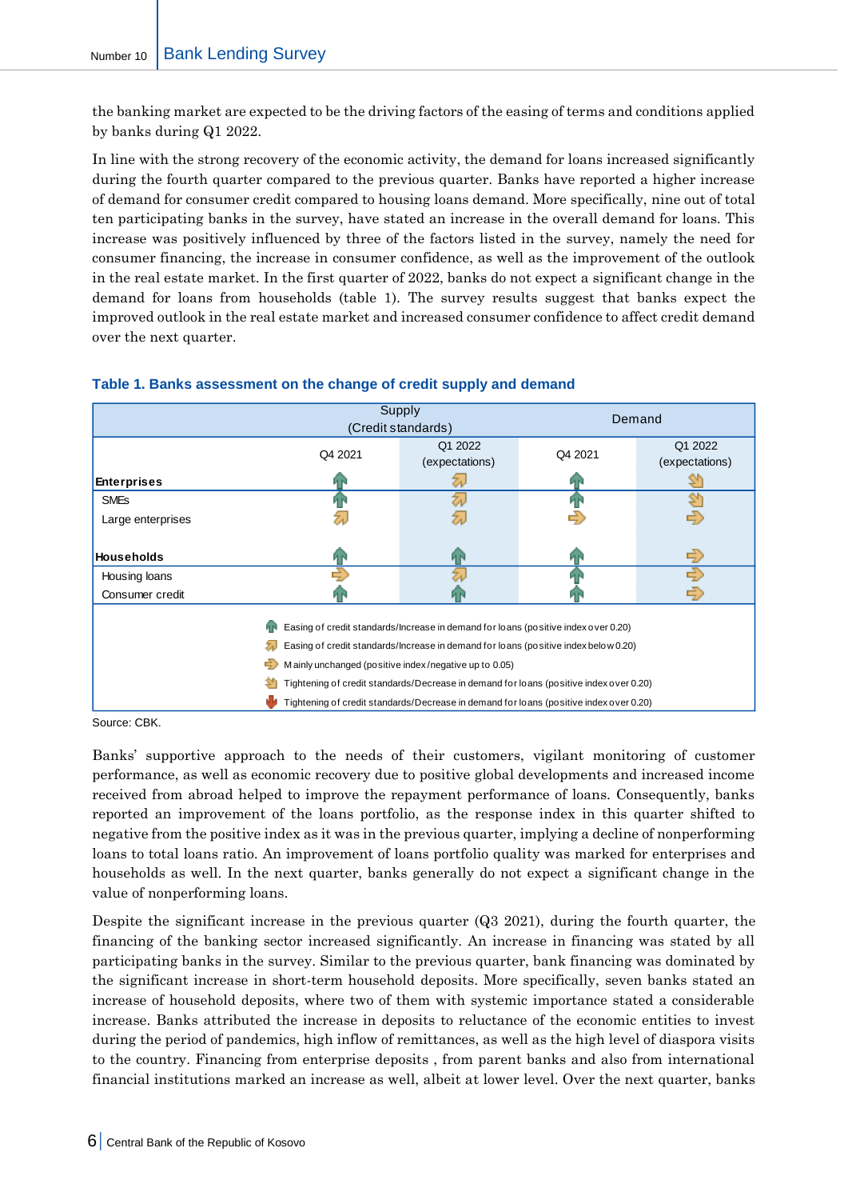the banking market are expected to be the driving factors of the easing of terms and conditions applied by banks during Q1 2022.

In line with the strong recovery of the economic activity, the demand for loans increased significantly during the fourth quarter compared to the previous quarter. Banks have reported a higher increase of demand for consumer credit compared to housing loans demand. More specifically, nine out of total ten participating banks in the survey, have stated an increase in the overall demand for loans. This increase was positively influenced by three of the factors listed in the survey, namely the need for consumer financing, the increase in consumer confidence, as well as the improvement of the outlook in the real estate market. In the first quarter of 2022, banks do not expect a significant change in the demand for loans from households (table 1). The survey results suggest that banks expect the improved outlook in the real estate market and increased consumer confidence to affect credit demand over the next quarter.

**Table 1. Banks assessment on the change of credit supply and demand**

| | Supply (Credit standards) | | Demand | |
|---|---|---|---|---|
| | Q4 2021 | Q1 2022 (expectations) | Q4 2021 | Q1 2022 (expectations) |
| **Enterprises** | ↑ | ↗ | ↑ | ↘ |
| SMEs | ↑ | ↗ | ↑ | ↘ |
| Large enterprises | ↗ | ↗ | → | → |
| **Households** | ↑ | ↑ | ↑ | → |
| Housing loans | → | ↗ | ↑ | → |
| Consumer credit | ↑ | ↑ | ↑ | → |

- ↑ Easing of credit standards/Increase in demand for loans (positive index over 0.20)
- ↗ Easing of credit standards/Increase in demand for loans (positive index below 0.20)
- → Mainly unchanged (positive index/negative up to 0.05)
- ↘ Tightening of credit standards/Decrease in demand for loans (positive index over 0.20)
- ↓ Tightening of credit standards/Decrease in demand for loans (positive index over 0.20)

Source: CBK.

Banks' supportive approach to the needs of their customers, vigilant monitoring of customer performance, as well as economic recovery due to positive global developments and increased income received from abroad helped to improve the repayment performance of loans. Consequently, banks reported an improvement of the loans portfolio, as the response index in this quarter shifted to negative from the positive index as it was in the previous quarter, implying a decline of nonperforming loans to total loans ratio. An improvement of loans portfolio quality was marked for enterprises and households as well. In the next quarter, banks generally do not expect a significant change in the value of nonperforming loans.

Despite the significant increase in the previous quarter (Q3 2021), during the fourth quarter, the financing of the banking sector increased significantly. An increase in financing was stated by all participating banks in the survey. Similar to the previous quarter, bank financing was dominated by the significant increase in short-term household deposits. More specifically, seven banks stated an increase of household deposits, where two of them with systemic importance stated a considerable increase. Banks attributed the increase in deposits to reluctance of the economic entities to invest during the period of pandemics, high inflow of remittances, as well as the high level of diaspora visits to the country. Financing from enterprise deposits , from parent banks and also from international financial institutions marked an increase as well, albeit at lower level. Over the next quarter, banks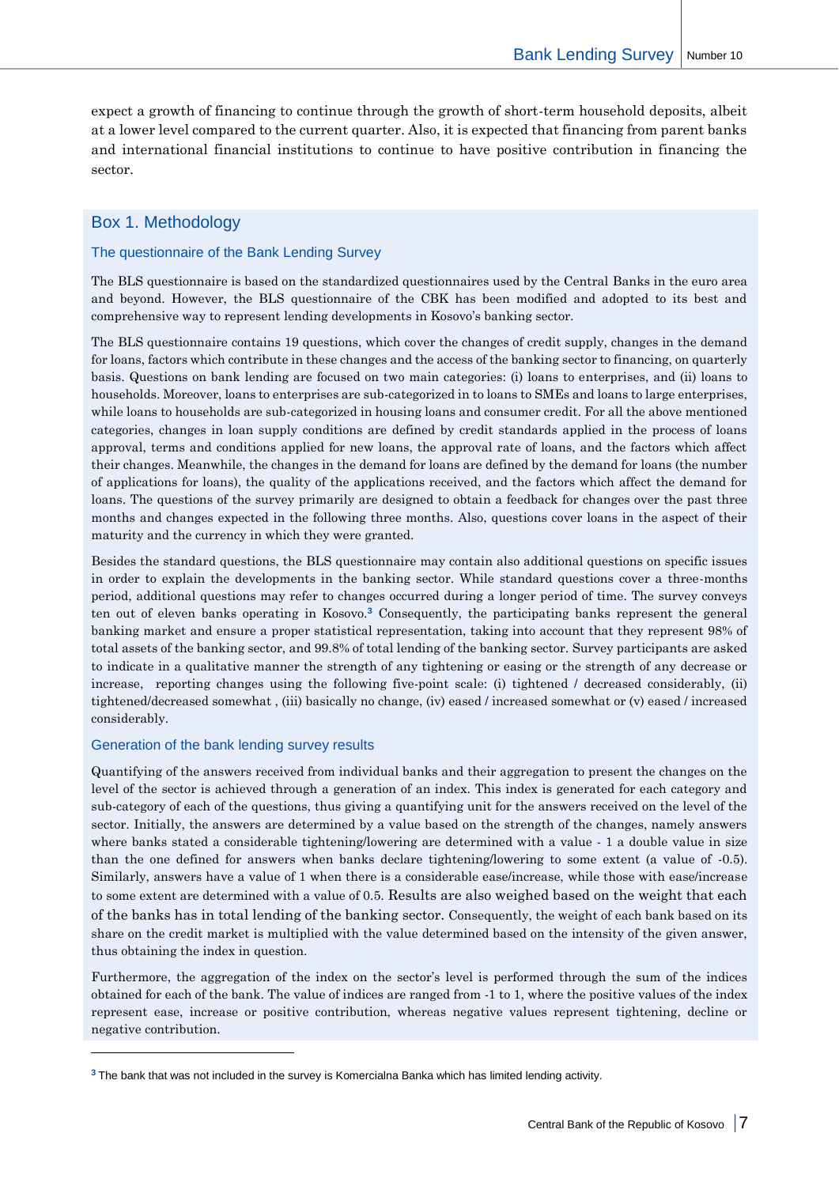expect a growth of financing to continue through the growth of short-term household deposits, albeit at a lower level compared to the current quarter. Also, it is expected that financing from parent banks and international financial institutions to continue to have positive contribution in financing the sector.

## Box 1. Methodology

### The questionnaire of the Bank Lending Survey

The BLS questionnaire is based on the standardized questionnaires used by the Central Banks in the euro area and beyond. However, the BLS questionnaire of the CBK has been modified and adopted to its best and comprehensive way to represent lending developments in Kosovo's banking sector.

The BLS questionnaire contains 19 questions, which cover the changes of credit supply, changes in the demand for loans, factors which contribute in these changes and the access of the banking sector to financing, on quarterly basis. Questions on bank lending are focused on two main categories: (i) loans to enterprises, and (ii) loans to households. Moreover, loans to enterprises are sub-categorized in to loans to SMEs and loans to large enterprises, while loans to households are sub-categorized in housing loans and consumer credit. For all the above mentioned categories, changes in loan supply conditions are defined by credit standards applied in the process of loans approval, terms and conditions applied for new loans, the approval rate of loans, and the factors which affect their changes. Meanwhile, the changes in the demand for loans are defined by the demand for loans (the number of applications for loans), the quality of the applications received, and the factors which affect the demand for loans. The questions of the survey primarily are designed to obtain a feedback for changes over the past three months and changes expected in the following three months. Also, questions cover loans in the aspect of their maturity and the currency in which they were granted.

Besides the standard questions, the BLS questionnaire may contain also additional questions on specific issues in order to explain the developments in the banking sector. While standard questions cover a three-months period, additional questions may refer to changes occurred during a longer period of time. The survey conveys ten out of eleven banks operating in Kosovo.[3] Consequently, the participating banks represent the general banking market and ensure a proper statistical representation, taking into account that they represent 98% of total assets of the banking sector, and 99.8% of total lending of the banking sector. Survey participants are asked to indicate in a qualitative manner the strength of any tightening or easing or the strength of any decrease or increase, reporting changes using the following five-point scale: (i) tightened / decreased considerably, (ii) tightened/decreased somewhat , (iii) basically no change, (iv) eased / increased somewhat or (v) eased / increased considerably.

### Generation of the bank lending survey results

Quantifying of the answers received from individual banks and their aggregation to present the changes on the level of the sector is achieved through a generation of an index. This index is generated for each category and sub-category of each of the questions, thus giving a quantifying unit for the answers received on the level of the sector. Initially, the answers are determined by a value based on the strength of the changes, namely answers where banks stated a considerable tightening/lowering are determined with a value - 1 a double value in size than the one defined for answers when banks declare tightening/lowering to some extent (a value of -0.5). Similarly, answers have a value of 1 when there is a considerable ease/increase, while those with ease/increase to some extent are determined with a value of 0.5. Results are also weighed based on the weight that each of the banks has in total lending of the banking sector. Consequently, the weight of each bank based on its share on the credit market is multiplied with the value determined based on the intensity of the given answer, thus obtaining the index in question.

Furthermore, the aggregation of the index on the sector's level is performed through the sum of the indices obtained for each of the bank. The value of indices are ranged from -1 to 1, where the positive values of the index represent ease, increase or positive contribution, whereas negative values represent tightening, decline or negative contribution.

---

[3] The bank that was not included in the survey is Komercialna Banka which has limited lending activity.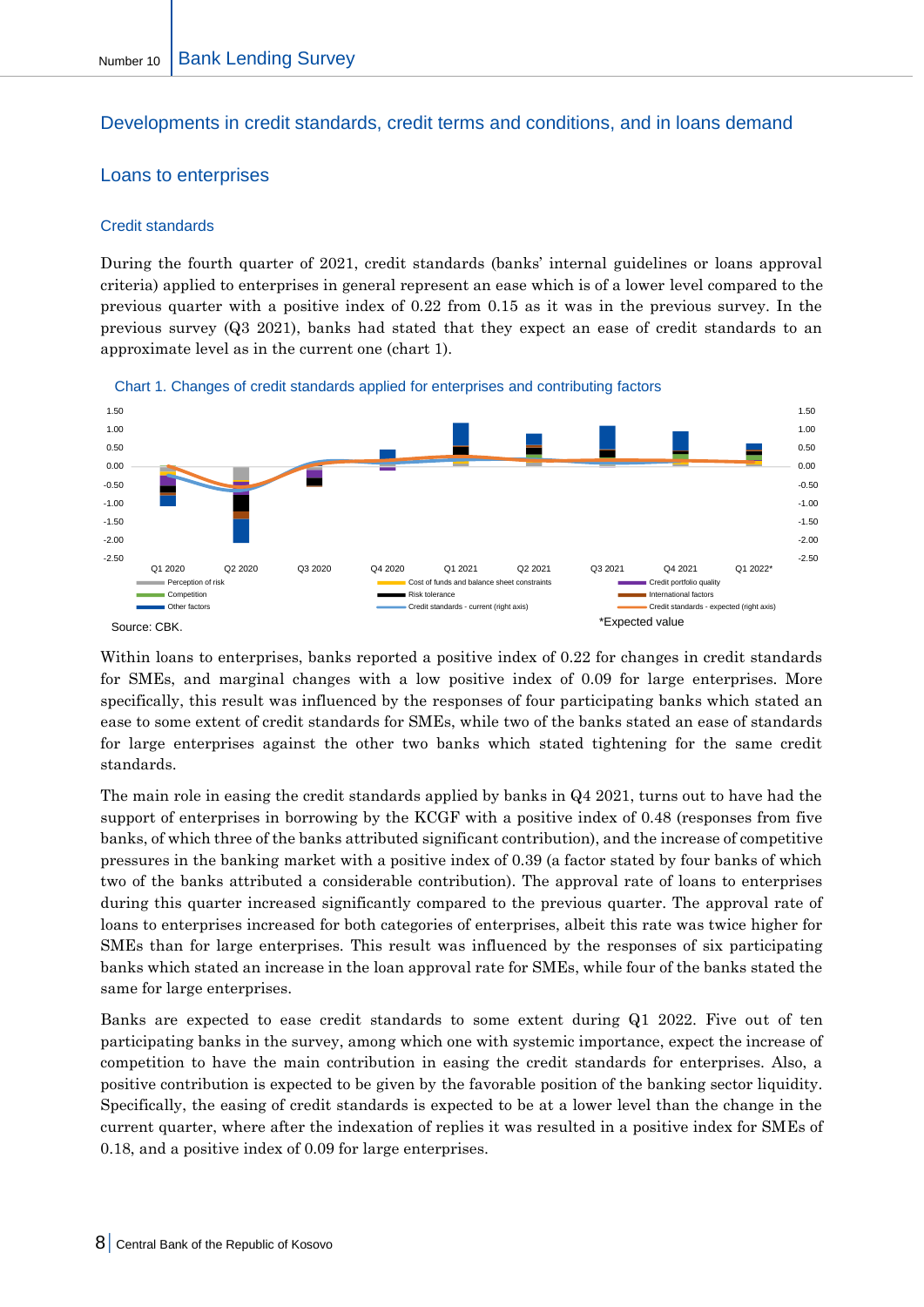## Developments in credit standards, credit terms and conditions, and in loans demand

### Loans to enterprises

#### Credit standards

During the fourth quarter of 2021, credit standards (banks' internal guidelines or loans approval criteria) applied to enterprises in general represent an ease which is of a lower level compared to the previous quarter with a positive index of 0.22 from 0.15 as it was in the previous survey. In the previous survey (Q3 2021), banks had stated that they expect an ease of credit standards to an approximate level as in the current one (chart 1).

Chart 1. Changes of credit standards applied for enterprises and contributing factors

Source: CBK.

*Expected value

Within loans to enterprises, banks reported a positive index of 0.22 for changes in credit standards for SMEs, and marginal changes with a low positive index of 0.09 for large enterprises. More specifically, this result was influenced by the responses of four participating banks which stated an ease to some extent of credit standards for SMEs, while two of the banks stated an ease of standards for large enterprises against the other two banks which stated tightening for the same credit standards.

The main role in easing the credit standards applied by banks in Q4 2021, turns out to have had the support of enterprises in borrowing by the KCGF with a positive index of 0.48 (responses from five banks, of which three of the banks attributed significant contribution), and the increase of competitive pressures in the banking market with a positive index of 0.39 (a factor stated by four banks of which two of the banks attributed a considerable contribution). The approval rate of loans to enterprises during this quarter increased significantly compared to the previous quarter. The approval rate of loans to enterprises increased for both categories of enterprises, albeit this rate was twice higher for SMEs than for large enterprises. This result was influenced by the responses of six participating banks which stated an increase in the loan approval rate for SMEs, while four of the banks stated the same for large enterprises.

Banks are expected to ease credit standards to some extent during Q1 2022. Five out of ten participating banks in the survey, among which one with systemic importance, expect the increase of competition to have the main contribution in easing the credit standards for enterprises. Also, a positive contribution is expected to be given by the favorable position of the banking sector liquidity. Specifically, the easing of credit standards is expected to be at a lower level than the change in the current quarter, where after the indexation of replies it was resulted in a positive index for SMEs of 0.18, and a positive index of 0.09 for large enterprises.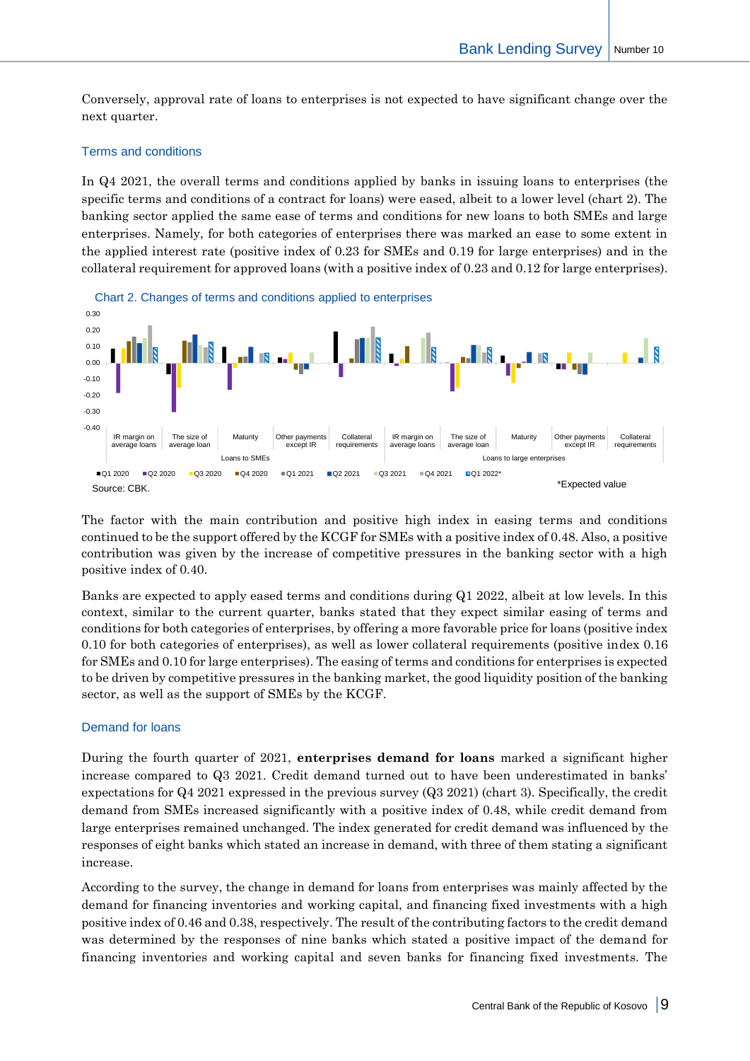Conversely, approval rate of loans to enterprises is not expected to have significant change over the next quarter.

### Terms and conditions

In Q4 2021, the overall terms and conditions applied by banks in issuing loans to enterprises (the specific terms and conditions of a contract for loans) were eased, albeit to a lower level (chart 2). The banking sector applied the same ease of terms and conditions for new loans to both SMEs and large enterprises. Namely, for both categories of enterprises there was marked an ease to some extent in the applied interest rate (positive index of 0.23 for SMEs and 0.19 for large enterprises) and in the collateral requirement for approved loans (with a positive index of 0.23 and 0.12 for large enterprises).

Chart 2. Changes of terms and conditions applied to enterprises

Source: CBK.

*Expected value

The factor with the main contribution and positive high index in easing terms and conditions continued to be the support offered by the KCGF for SMEs with a positive index of 0.48. Also, a positive contribution was given by the increase of competitive pressures in the banking sector with a high positive index of 0.40.

Banks are expected to apply eased terms and conditions during Q1 2022, albeit at low levels. In this context, similar to the current quarter, banks stated that they expect similar easing of terms and conditions for both categories of enterprises, by offering a more favorable price for loans (positive index 0.10 for both categories of enterprises), as well as lower collateral requirements (positive index 0.16 for SMEs and 0.10 for large enterprises). The easing of terms and conditions for enterprises is expected to be driven by competitive pressures in the banking market, the good liquidity position of the banking sector, as well as the support of SMEs by the KCGF.

### Demand for loans

During the fourth quarter of 2021, **enterprises demand for loans** marked a significant higher increase compared to Q3 2021. Credit demand turned out to have been underestimated in banks' expectations for Q4 2021 expressed in the previous survey (Q3 2021) (chart 3). Specifically, the credit demand from SMEs increased significantly with a positive index of 0.48, while credit demand from large enterprises remained unchanged. The index generated for credit demand was influenced by the responses of eight banks which stated an increase in demand, with three of them stating a significant increase.

According to the survey, the change in demand for loans from enterprises was mainly affected by the demand for financing inventories and working capital, and financing fixed investments with a high positive index of 0.46 and 0.38, respectively. The result of the contributing factors to the credit demand was determined by the responses of nine banks which stated a positive impact of the demand for financing inventories and working capital and seven banks for financing fixed investments. The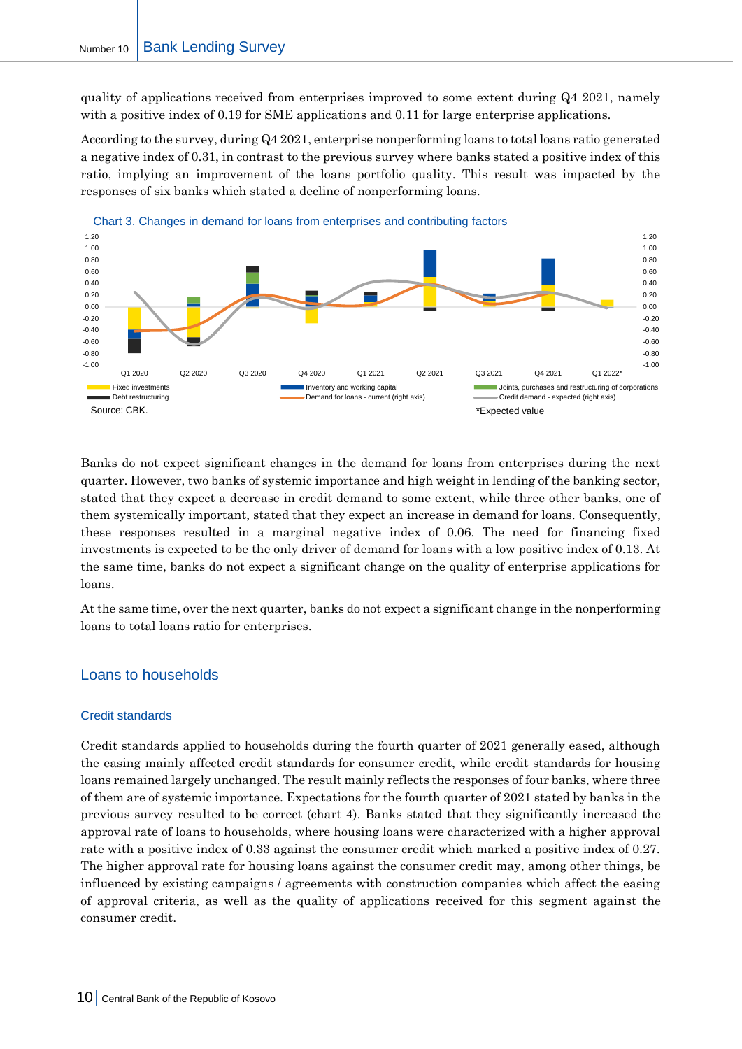quality of applications received from enterprises improved to some extent during Q4 2021, namely with a positive index of 0.19 for SME applications and 0.11 for large enterprise applications.

According to the survey, during Q4 2021, enterprise nonperforming loans to total loans ratio generated a negative index of 0.31, in contrast to the previous survey where banks stated a positive index of this ratio, implying an improvement of the loans portfolio quality. This result was impacted by the responses of six banks which stated a decline of nonperforming loans.

Chart 3. Changes in demand for loans from enterprises and contributing factors

Source: CBK.

*Expected value

Banks do not expect significant changes in the demand for loans from enterprises during the next quarter. However, two banks of systemic importance and high weight in lending of the banking sector, stated that they expect a decrease in credit demand to some extent, while three other banks, one of them systemically important, stated that they expect an increase in demand for loans. Consequently, these responses resulted in a marginal negative index of 0.06. The need for financing fixed investments is expected to be the only driver of demand for loans with a low positive index of 0.13. At the same time, banks do not expect a significant change on the quality of enterprise applications for loans.

At the same time, over the next quarter, banks do not expect a significant change in the nonperforming loans to total loans ratio for enterprises.

## Loans to households

### Credit standards

Credit standards applied to households during the fourth quarter of 2021 generally eased, although the easing mainly affected credit standards for consumer credit, while credit standards for housing loans remained largely unchanged. The result mainly reflects the responses of four banks, where three of them are of systemic importance. Expectations for the fourth quarter of 2021 stated by banks in the previous survey resulted to be correct (chart 4). Banks stated that they significantly increased the approval rate of loans to households, where housing loans were characterized with a higher approval rate with a positive index of 0.33 against the consumer credit which marked a positive index of 0.27. The higher approval rate for housing loans against the consumer credit may, among other things, be influenced by existing campaigns / agreements with construction companies which affect the easing of approval criteria, as well as the quality of applications received for this segment against the consumer credit.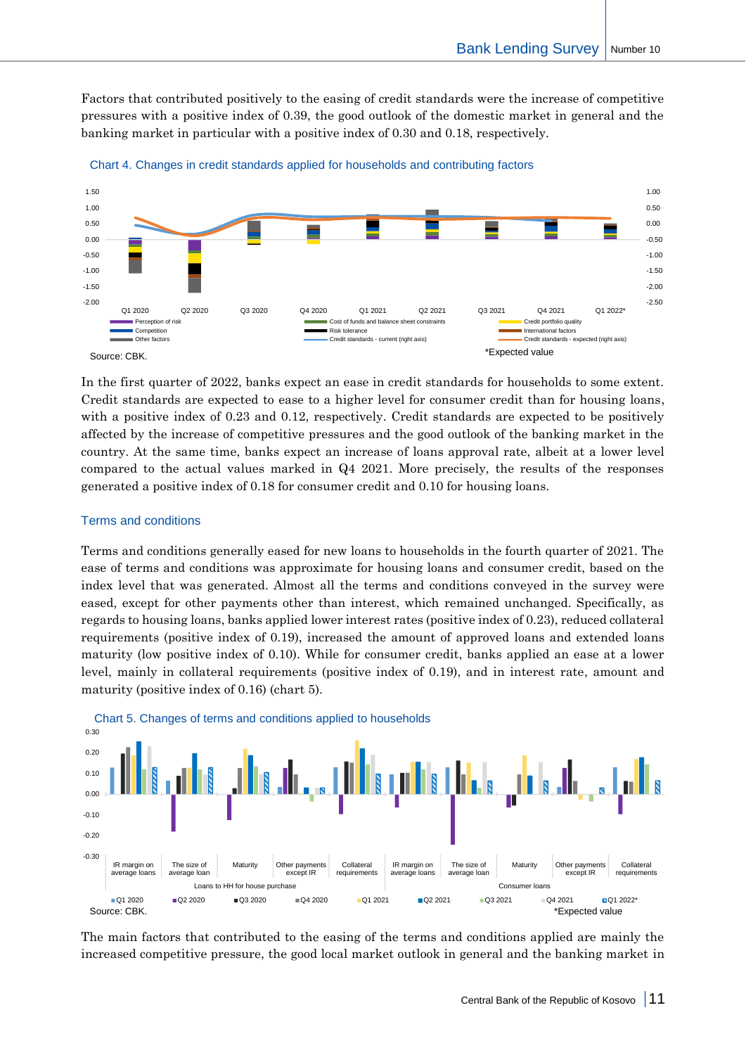Factors that contributed positively to the easing of credit standards were the increase of competitive pressures with a positive index of 0.39, the good outlook of the domestic market in general and the banking market in particular with a positive index of 0.30 and 0.18, respectively.

Chart 4. Changes in credit standards applied for households and contributing factors

Source: CBK. *Expected value

In the first quarter of 2022, banks expect an ease in credit standards for households to some extent. Credit standards are expected to ease to a higher level for consumer credit than for housing loans, with a positive index of 0.23 and 0.12, respectively. Credit standards are expected to be positively affected by the increase of competitive pressures and the good outlook of the banking market in the country. At the same time, banks expect an increase of loans approval rate, albeit at a lower level compared to the actual values marked in Q4 2021. More precisely, the results of the responses generated a positive index of 0.18 for consumer credit and 0.10 for housing loans.

## Terms and conditions

Terms and conditions generally eased for new loans to households in the fourth quarter of 2021. The ease of terms and conditions was approximate for housing loans and consumer credit, based on the index level that was generated. Almost all the terms and conditions conveyed in the survey were eased, except for other payments other than interest, which remained unchanged. Specifically, as regards to housing loans, banks applied lower interest rates (positive index of 0.23), reduced collateral requirements (positive index of 0.19), increased the amount of approved loans and extended loans maturity (low positive index of 0.10). While for consumer credit, banks applied an ease at a lower level, mainly in collateral requirements (positive index of 0.19), and in interest rate, amount and maturity (positive index of 0.16) (chart 5).

Chart 5. Changes of terms and conditions applied to households

Source: CBK. *Expected value

The main factors that contributed to the easing of the terms and conditions applied are mainly the increased competitive pressure, the good local market outlook in general and the banking market in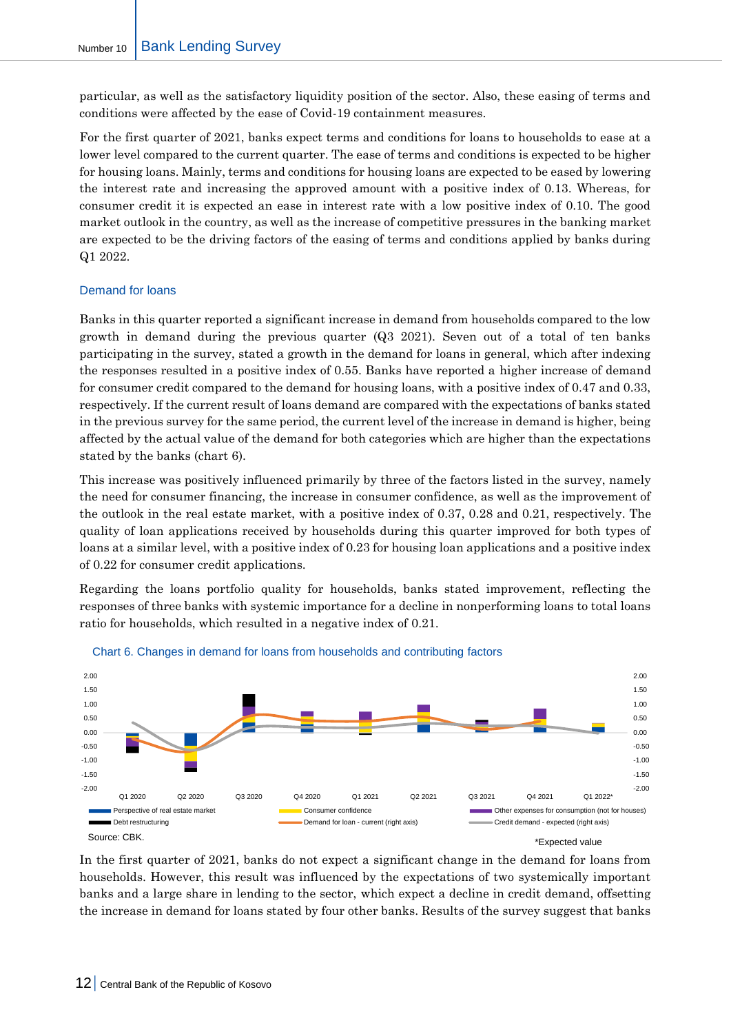particular, as well as the satisfactory liquidity position of the sector. Also, these easing of terms and conditions were affected by the ease of Covid-19 containment measures.

For the first quarter of 2021, banks expect terms and conditions for loans to households to ease at a lower level compared to the current quarter. The ease of terms and conditions is expected to be higher for housing loans. Mainly, terms and conditions for housing loans are expected to be eased by lowering the interest rate and increasing the approved amount with a positive index of 0.13. Whereas, for consumer credit it is expected an ease in interest rate with a low positive index of 0.10. The good market outlook in the country, as well as the increase of competitive pressures in the banking market are expected to be the driving factors of the easing of terms and conditions applied by banks during Q1 2022.

### Demand for loans

Banks in this quarter reported a significant increase in demand from households compared to the low growth in demand during the previous quarter (Q3 2021). Seven out of a total of ten banks participating in the survey, stated a growth in the demand for loans in general, which after indexing the responses resulted in a positive index of 0.55. Banks have reported a higher increase of demand for consumer credit compared to the demand for housing loans, with a positive index of 0.47 and 0.33, respectively. If the current result of loans demand are compared with the expectations of banks stated in the previous survey for the same period, the current level of the increase in demand is higher, being affected by the actual value of the demand for both categories which are higher than the expectations stated by the banks (chart 6).

This increase was positively influenced primarily by three of the factors listed in the survey, namely the need for consumer financing, the increase in consumer confidence, as well as the improvement of the outlook in the real estate market, with a positive index of 0.37, 0.28 and 0.21, respectively. The quality of loan applications received by households during this quarter improved for both types of loans at a similar level, with a positive index of 0.23 for housing loan applications and a positive index of 0.22 for consumer credit applications.

Regarding the loans portfolio quality for households, banks stated improvement, reflecting the responses of three banks with systemic importance for a decline in nonperforming loans to total loans ratio for households, which resulted in a negative index of 0.21.

Chart 6. Changes in demand for loans from households and contributing factors

Source: CBK.

*Expected value

In the first quarter of 2021, banks do not expect a significant change in the demand for loans from households. However, this result was influenced by the expectations of two systemically important banks and a large share in lending to the sector, which expect a decline in credit demand, offsetting the increase in demand for loans stated by four other banks. Results of the survey suggest that banks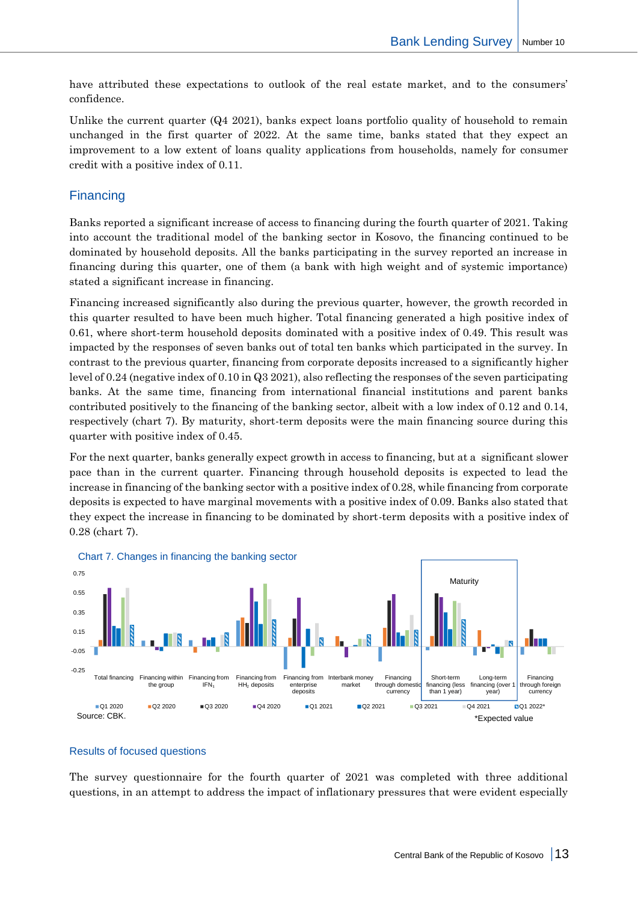have attributed these expectations to outlook of the real estate market, and to the consumers' confidence.

Unlike the current quarter (Q4 2021), banks expect loans portfolio quality of household to remain unchanged in the first quarter of 2022. At the same time, banks stated that they expect an improvement to a low extent of loans quality applications from households, namely for consumer credit with a positive index of 0.11.

## Financing

Banks reported a significant increase of access to financing during the fourth quarter of 2021. Taking into account the traditional model of the banking sector in Kosovo, the financing continued to be dominated by household deposits. All the banks participating in the survey reported an increase in financing during this quarter, one of them (a bank with high weight and of systemic importance) stated a significant increase in financing.

Financing increased significantly also during the previous quarter, however, the growth recorded in this quarter resulted to have been much higher. Total financing generated a high positive index of 0.61, where short-term household deposits dominated with a positive index of 0.49. This result was impacted by the responses of seven banks out of total ten banks which participated in the survey. In contrast to the previous quarter, financing from corporate deposits increased to a significantly higher level of 0.24 (negative index of 0.10 in Q3 2021), also reflecting the responses of the seven participating banks. At the same time, financing from international financial institutions and parent banks contributed positively to the financing of the banking sector, albeit with a low index of 0.12 and 0.14, respectively (chart 7). By maturity, short-term deposits were the main financing source during this quarter with positive index of 0.45.

For the next quarter, banks generally expect growth in access to financing, but at a significant slower pace than in the current quarter. Financing through household deposits is expected to lead the increase in financing of the banking sector with a positive index of 0.28, while financing from corporate deposits is expected to have marginal movements with a positive index of 0.09. Banks also stated that they expect the increase in financing to be dominated by short-term deposits with a positive index of 0.28 (chart 7).

Chart 7. Changes in financing the banking sector

Source: CBK.

*Expected value

### Results of focused questions

The survey questionnaire for the fourth quarter of 2021 was completed with three additional questions, in an attempt to address the impact of inflationary pressures that were evident especially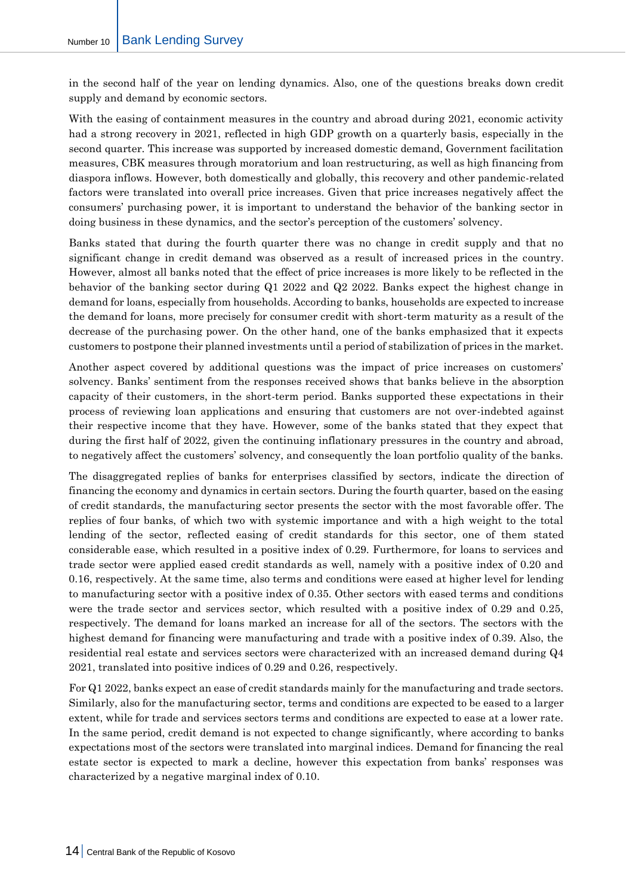in the second half of the year on lending dynamics. Also, one of the questions breaks down credit supply and demand by economic sectors.

With the easing of containment measures in the country and abroad during 2021, economic activity had a strong recovery in 2021, reflected in high GDP growth on a quarterly basis, especially in the second quarter. This increase was supported by increased domestic demand, Government facilitation measures, CBK measures through moratorium and loan restructuring, as well as high financing from diaspora inflows. However, both domestically and globally, this recovery and other pandemic-related factors were translated into overall price increases. Given that price increases negatively affect the consumers' purchasing power, it is important to understand the behavior of the banking sector in doing business in these dynamics, and the sector's perception of the customers' solvency.

Banks stated that during the fourth quarter there was no change in credit supply and that no significant change in credit demand was observed as a result of increased prices in the country. However, almost all banks noted that the effect of price increases is more likely to be reflected in the behavior of the banking sector during Q1 2022 and Q2 2022. Banks expect the highest change in demand for loans, especially from households. According to banks, households are expected to increase the demand for loans, more precisely for consumer credit with short-term maturity as a result of the decrease of the purchasing power. On the other hand, one of the banks emphasized that it expects customers to postpone their planned investments until a period of stabilization of prices in the market.

Another aspect covered by additional questions was the impact of price increases on customers' solvency. Banks' sentiment from the responses received shows that banks believe in the absorption capacity of their customers, in the short-term period. Banks supported these expectations in their process of reviewing loan applications and ensuring that customers are not over-indebted against their respective income that they have. However, some of the banks stated that they expect that during the first half of 2022, given the continuing inflationary pressures in the country and abroad, to negatively affect the customers' solvency, and consequently the loan portfolio quality of the banks.

The disaggregated replies of banks for enterprises classified by sectors, indicate the direction of financing the economy and dynamics in certain sectors. During the fourth quarter, based on the easing of credit standards, the manufacturing sector presents the sector with the most favorable offer. The replies of four banks, of which two with systemic importance and with a high weight to the total lending of the sector, reflected easing of credit standards for this sector, one of them stated considerable ease, which resulted in a positive index of 0.29. Furthermore, for loans to services and trade sector were applied eased credit standards as well, namely with a positive index of 0.20 and 0.16, respectively. At the same time, also terms and conditions were eased at higher level for lending to manufacturing sector with a positive index of 0.35. Other sectors with eased terms and conditions were the trade sector and services sector, which resulted with a positive index of 0.29 and 0.25, respectively. The demand for loans marked an increase for all of the sectors. The sectors with the highest demand for financing were manufacturing and trade with a positive index of 0.39. Also, the residential real estate and services sectors were characterized with an increased demand during Q4 2021, translated into positive indices of 0.29 and 0.26, respectively.

For Q1 2022, banks expect an ease of credit standards mainly for the manufacturing and trade sectors. Similarly, also for the manufacturing sector, terms and conditions are expected to be eased to a larger extent, while for trade and services sectors terms and conditions are expected to ease at a lower rate. In the same period, credit demand is not expected to change significantly, where according to banks expectations most of the sectors were translated into marginal indices. Demand for financing the real estate sector is expected to mark a decline, however this expectation from banks' responses was characterized by a negative marginal index of 0.10.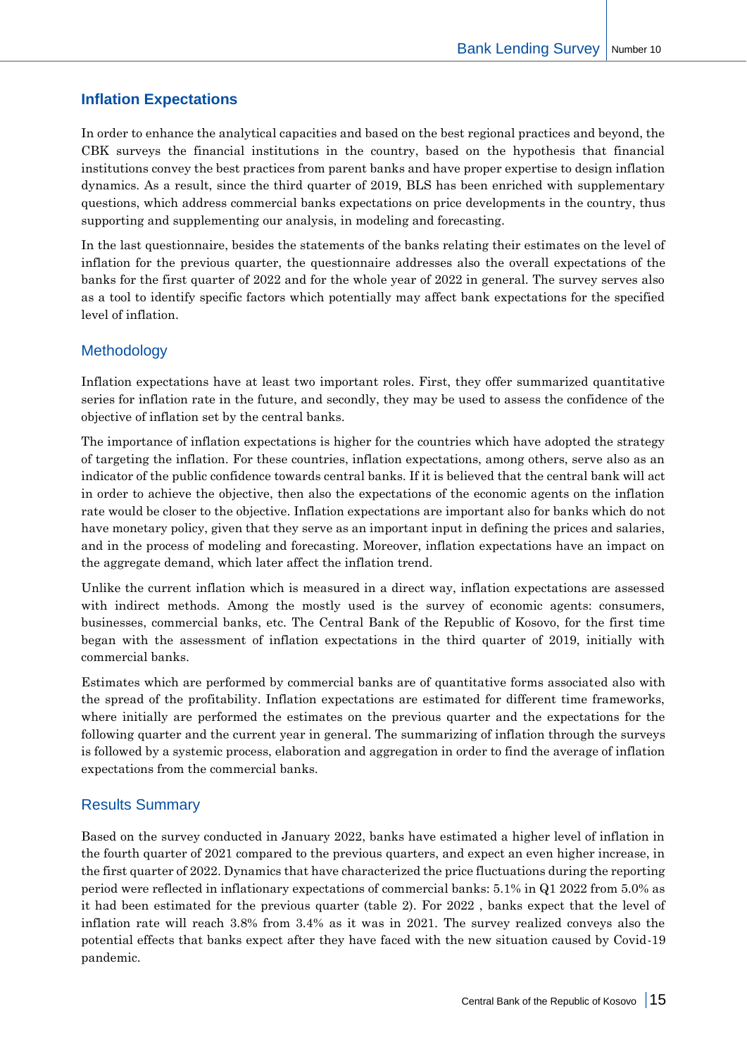## Inflation Expectations

In order to enhance the analytical capacities and based on the best regional practices and beyond, the CBK surveys the financial institutions in the country, based on the hypothesis that financial institutions convey the best practices from parent banks and have proper expertise to design inflation dynamics. As a result, since the third quarter of 2019, BLS has been enriched with supplementary questions, which address commercial banks expectations on price developments in the country, thus supporting and supplementing our analysis, in modeling and forecasting.

In the last questionnaire, besides the statements of the banks relating their estimates on the level of inflation for the previous quarter, the questionnaire addresses also the overall expectations of the banks for the first quarter of 2022 and for the whole year of 2022 in general. The survey serves also as a tool to identify specific factors which potentially may affect bank expectations for the specified level of inflation.

### Methodology

Inflation expectations have at least two important roles. First, they offer summarized quantitative series for inflation rate in the future, and secondly, they may be used to assess the confidence of the objective of inflation set by the central banks.

The importance of inflation expectations is higher for the countries which have adopted the strategy of targeting the inflation. For these countries, inflation expectations, among others, serve also as an indicator of the public confidence towards central banks. If it is believed that the central bank will act in order to achieve the objective, then also the expectations of the economic agents on the inflation rate would be closer to the objective. Inflation expectations are important also for banks which do not have monetary policy, given that they serve as an important input in defining the prices and salaries, and in the process of modeling and forecasting. Moreover, inflation expectations have an impact on the aggregate demand, which later affect the inflation trend.

Unlike the current inflation which is measured in a direct way, inflation expectations are assessed with indirect methods. Among the mostly used is the survey of economic agents: consumers, businesses, commercial banks, etc. The Central Bank of the Republic of Kosovo, for the first time began with the assessment of inflation expectations in the third quarter of 2019, initially with commercial banks.

Estimates which are performed by commercial banks are of quantitative forms associated also with the spread of the profitability. Inflation expectations are estimated for different time frameworks, where initially are performed the estimates on the previous quarter and the expectations for the following quarter and the current year in general. The summarizing of inflation through the surveys is followed by a systemic process, elaboration and aggregation in order to find the average of inflation expectations from the commercial banks.

### Results Summary

Based on the survey conducted in January 2022, banks have estimated a higher level of inflation in the fourth quarter of 2021 compared to the previous quarters, and expect an even higher increase, in the first quarter of 2022. Dynamics that have characterized the price fluctuations during the reporting period were reflected in inflationary expectations of commercial banks: 5.1% in Q1 2022 from 5.0% as it had been estimated for the previous quarter (table 2). For 2022 , banks expect that the level of inflation rate will reach 3.8% from 3.4% as it was in 2021. The survey realized conveys also the potential effects that banks expect after they have faced with the new situation caused by Covid-19 pandemic.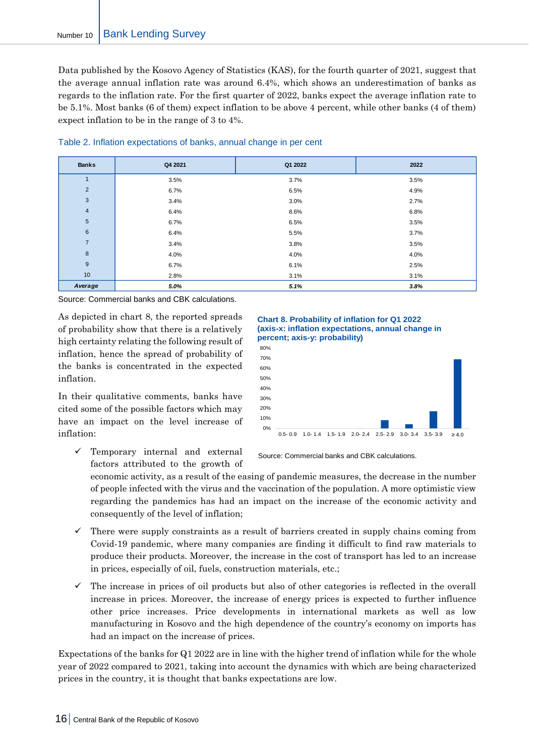Data published by the Kosovo Agency of Statistics (KAS), for the fourth quarter of 2021, suggest that the average annual inflation rate was around 6.4%, which shows an underestimation of banks as regards to the inflation rate. For the first quarter of 2022, banks expect the average inflation rate to be 5.1%. Most banks (6 of them) expect inflation to be above 4 percent, while other banks (4 of them) expect inflation to be in the range of 3 to 4%.

Table 2. Inflation expectations of banks, annual change in per cent

| Banks | Q4 2021 | Q1 2022 | 2022 |
|---|---|---|---|
| 1 | 3.5% | 3.7% | 3.5% |
| 2 | 6.7% | 6.5% | 4.9% |
| 3 | 3.4% | 3.0% | 2.7% |
| 4 | 6.4% | 8.6% | 6.8% |
| 5 | 6.7% | 6.5% | 3.5% |
| 6 | 6.4% | 5.5% | 3.7% |
| 7 | 3.4% | 3.8% | 3.5% |
| 8 | 4.0% | 4.0% | 4.0% |
| 9 | 6.7% | 6.1% | 2.5% |
| 10 | 2.8% | 3.1% | 3.1% |
| ***Average*** | ***5.0%*** | ***5.1%*** | ***3.8%*** |

Source: Commercial banks and CBK calculations.

As depicted in chart 8, the reported spreads of probability show that there is a relatively high certainty relating the following result of inflation, hence the spread of probability of the banks is concentrated in the expected inflation.

**Chart 8. Probability of inflation for Q1 2022 (axis-x: inflation expectations, annual change in percent; axis-y: probability)**

Source: Commercial banks and CBK calculations.

In their qualitative comments, banks have cited some of the possible factors which may have an impact on the level increase of inflation:

- ✓ Temporary internal and external factors attributed to the growth of economic activity, as a result of the easing of pandemic measures, the decrease in the number of people infected with the virus and the vaccination of the population. A more optimistic view regarding the pandemics has had an impact on the increase of the economic activity and consequently of the level of inflation;
- ✓ There were supply constraints as a result of barriers created in supply chains coming from Covid-19 pandemic, where many companies are finding it difficult to find raw materials to produce their products. Moreover, the increase in the cost of transport has led to an increase in prices, especially of oil, fuels, construction materials, etc.;
- ✓ The increase in prices of oil products but also of other categories is reflected in the overall increase in prices. Moreover, the increase of energy prices is expected to further influence other price increases. Price developments in international markets as well as low manufacturing in Kosovo and the high dependence of the country's economy on imports has had an impact on the increase of prices.

Expectations of the banks for Q1 2022 are in line with the higher trend of inflation while for the whole year of 2022 compared to 2021, taking into account the dynamics with which are being characterized prices in the country, it is thought that banks expectations are low.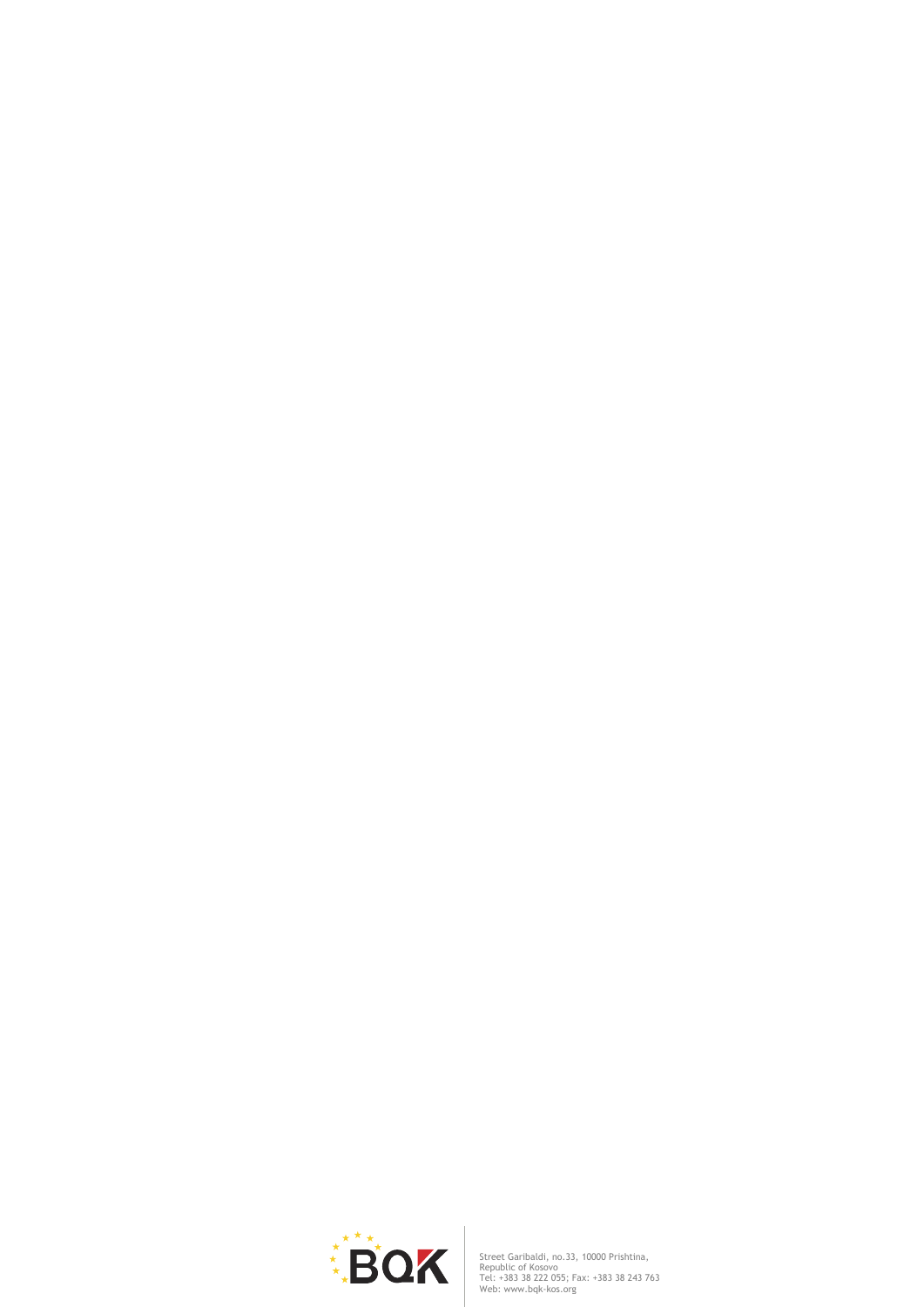BQK

Street Garibaldi, no.33, 10000 Prishtina,
Republic of Kosovo
Tel: +383 38 222 055; Fax: +383 38 243 763
Web: www.bqk-kos.org